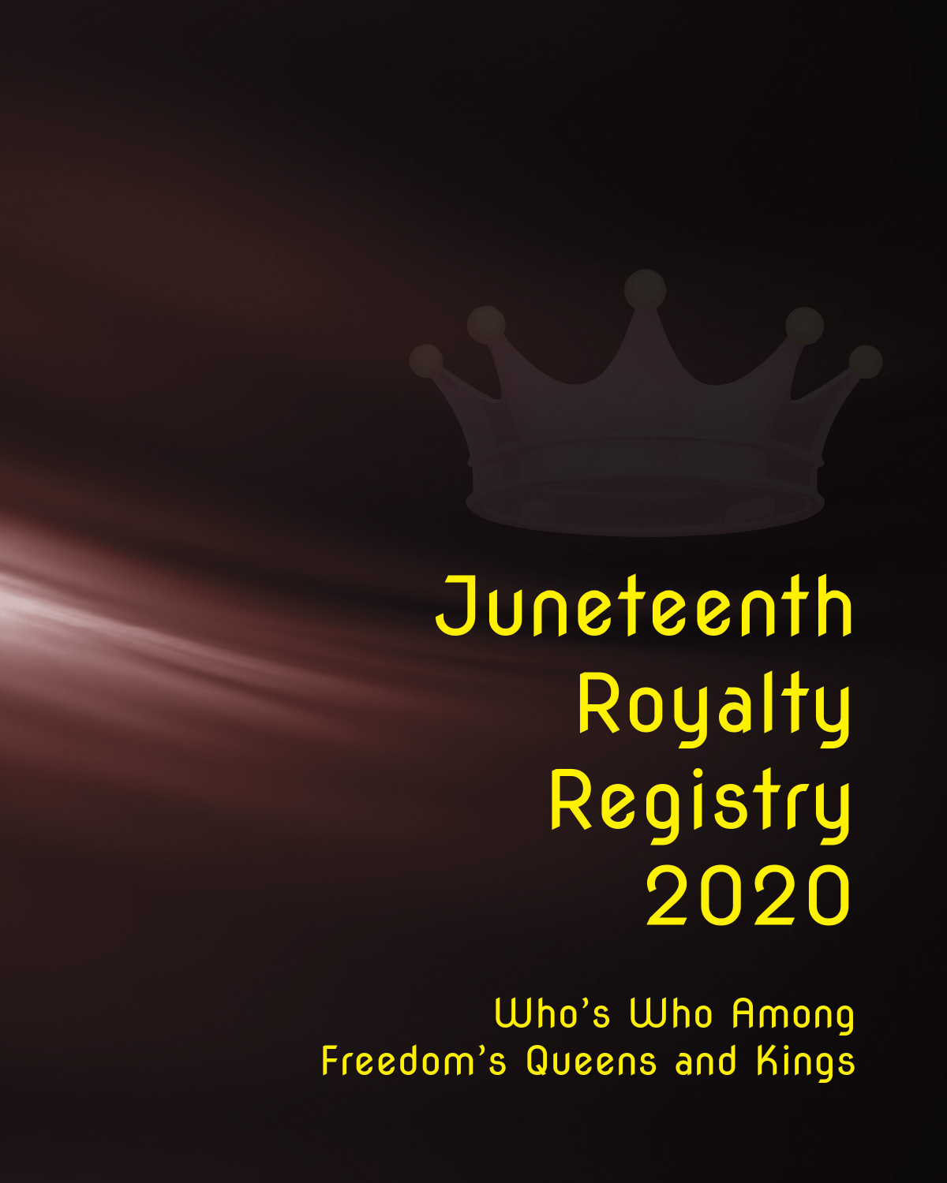# Juneteenth Royalty Registry 2020

## Who's Who Among Freedom's Queens and Kings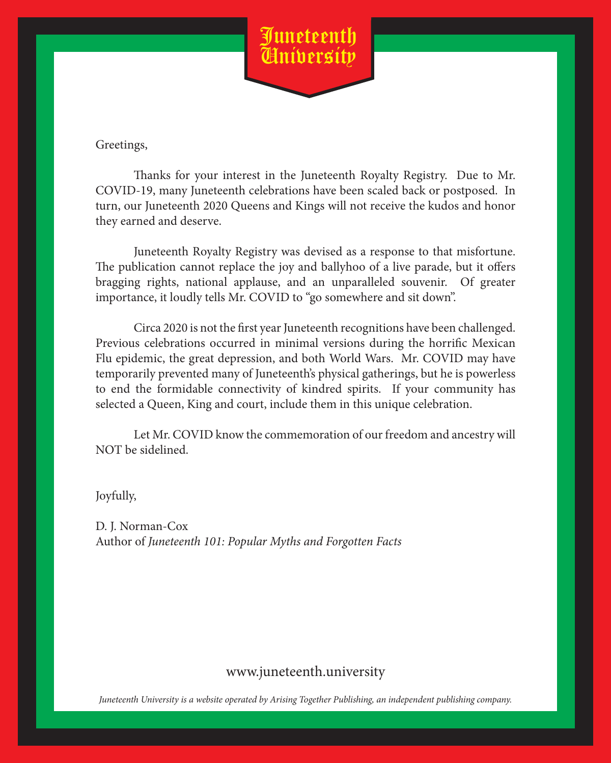# Juneteenth University

Greetings,

Thanks for your interest in the Juneteenth Royalty Registry. Due to Mr. COVID-19, many Juneteenth celebrations have been scaled back or postposed. In turn, our Juneteenth 2020 Queens and Kings will not receive the kudos and honor they earned and deserve.

Juneteenth Royalty Registry was devised as a response to that misfortune. The publication cannot replace the joy and ballyhoo of a live parade, but it offers bragging rights, national applause, and an unparalleled souvenir. Of greater importance, it loudly tells Mr. COVID to "go somewhere and sit down".

Circa 2020 is not the first year Juneteenth recognitions have been challenged. Previous celebrations occurred in minimal versions during the horrific Mexican Flu epidemic, the great depression, and both World Wars. Mr. COVID may have temporarily prevented many of Juneteenth's physical gatherings, but he is powerless to end the formidable connectivity of kindred spirits. If your community has selected a Queen, King and court, include them in this unique celebration.

Let Mr. COVID know the commemoration of our freedom and ancestry will NOT be sidelined.

Joyfully,

D. J. Norman-Cox
Author of *Juneteenth 101: Popular Myths and Forgotten Facts*

www.juneteenth.university

*Juneteenth University is a website operated by Arising Together Publishing, an independent publishing company.*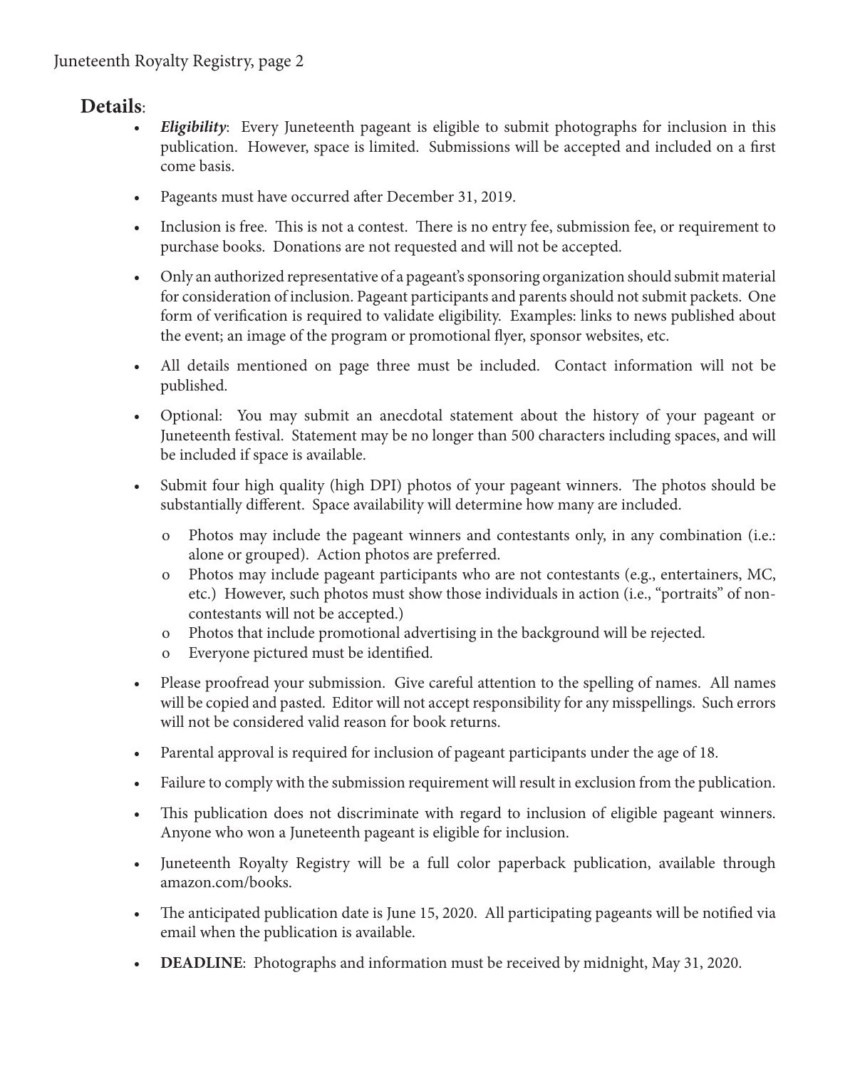## Details:

- ***Eligibility***: Every Juneteenth pageant is eligible to submit photographs for inclusion in this publication. However, space is limited. Submissions will be accepted and included on a first come basis.
- Pageants must have occurred after December 31, 2019.
- Inclusion is free. This is not a contest. There is no entry fee, submission fee, or requirement to purchase books. Donations are not requested and will not be accepted.
- Only an authorized representative of a pageant's sponsoring organization should submit material for consideration of inclusion. Pageant participants and parents should not submit packets. One form of verification is required to validate eligibility. Examples: links to news published about the event; an image of the program or promotional flyer, sponsor websites, etc.
- All details mentioned on page three must be included. Contact information will not be published.
- Optional: You may submit an anecdotal statement about the history of your pageant or Juneteenth festival. Statement may be no longer than 500 characters including spaces, and will be included if space is available.
- Submit four high quality (high DPI) photos of your pageant winners. The photos should be substantially different. Space availability will determine how many are included.
  - Photos may include the pageant winners and contestants only, in any combination (i.e.: alone or grouped). Action photos are preferred.
  - Photos may include pageant participants who are not contestants (e.g., entertainers, MC, etc.) However, such photos must show those individuals in action (i.e., "portraits" of non-contestants will not be accepted.)
  - Photos that include promotional advertising in the background will be rejected.
  - Everyone pictured must be identified.
- Please proofread your submission. Give careful attention to the spelling of names. All names will be copied and pasted. Editor will not accept responsibility for any misspellings. Such errors will not be considered valid reason for book returns.
- Parental approval is required for inclusion of pageant participants under the age of 18.
- Failure to comply with the submission requirement will result in exclusion from the publication.
- This publication does not discriminate with regard to inclusion of eligible pageant winners. Anyone who won a Juneteenth pageant is eligible for inclusion.
- Juneteenth Royalty Registry will be a full color paperback publication, available through amazon.com/books.
- The anticipated publication date is June 15, 2020. All participating pageants will be notified via email when the publication is available.
- **DEADLINE**: Photographs and information must be received by midnight, May 31, 2020.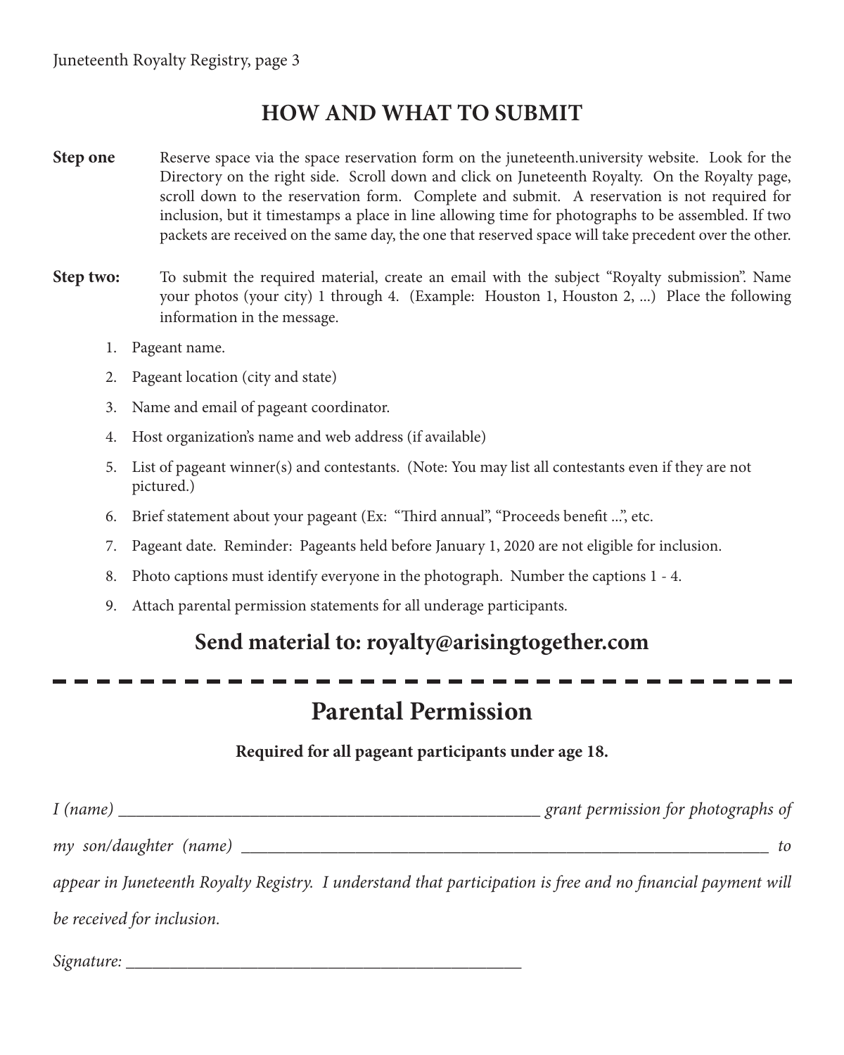## HOW AND WHAT TO SUBMIT

**Step one** Reserve space via the space reservation form on the juneteenth.university website. Look for the Directory on the right side. Scroll down and click on Juneteenth Royalty. On the Royalty page, scroll down to the reservation form. Complete and submit. A reservation is not required for inclusion, but it timestamps a place in line allowing time for photographs to be assembled. If two packets are received on the same day, the one that reserved space will take precedent over the other.

**Step two:** To submit the required material, create an email with the subject "Royalty submission". Name your photos (your city) 1 through 4. (Example: Houston 1, Houston 2, ...) Place the following information in the message.

1. Pageant name.
2. Pageant location (city and state)
3. Name and email of pageant coordinator.
4. Host organization's name and web address (if available)
5. List of pageant winner(s) and contestants. (Note: You may list all contestants even if they are not pictured.)
6. Brief statement about your pageant (Ex: "Third annual", "Proceeds benefit ...", etc.
7. Pageant date. Reminder: Pageants held before January 1, 2020 are not eligible for inclusion.
8. Photo captions must identify everyone in the photograph. Number the captions 1 - 4.
9. Attach parental permission statements for all underage participants.

### Send material to: royalty@arisingtogether.com

---

## Parental Permission

**Required for all pageant participants under age 18.**

*I (name) ____________________________________________ grant permission for photographs of*

*my son/daughter (name) ________________________________________________________ to*

*appear in Juneteenth Royalty Registry. I understand that participation is free and no financial payment will be received for inclusion.*

*Signature: ________________________________________*